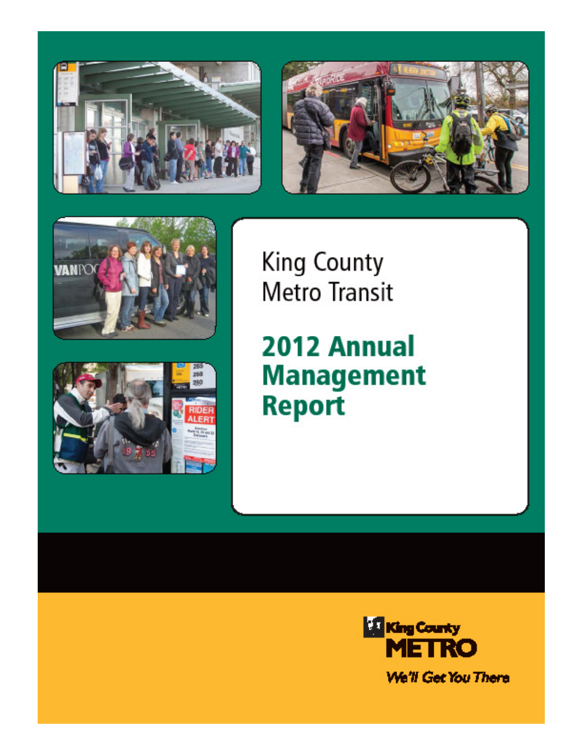# King County Metro Transit

# 2012 Annual Management Report

King County
METRO

*We'll Get You There*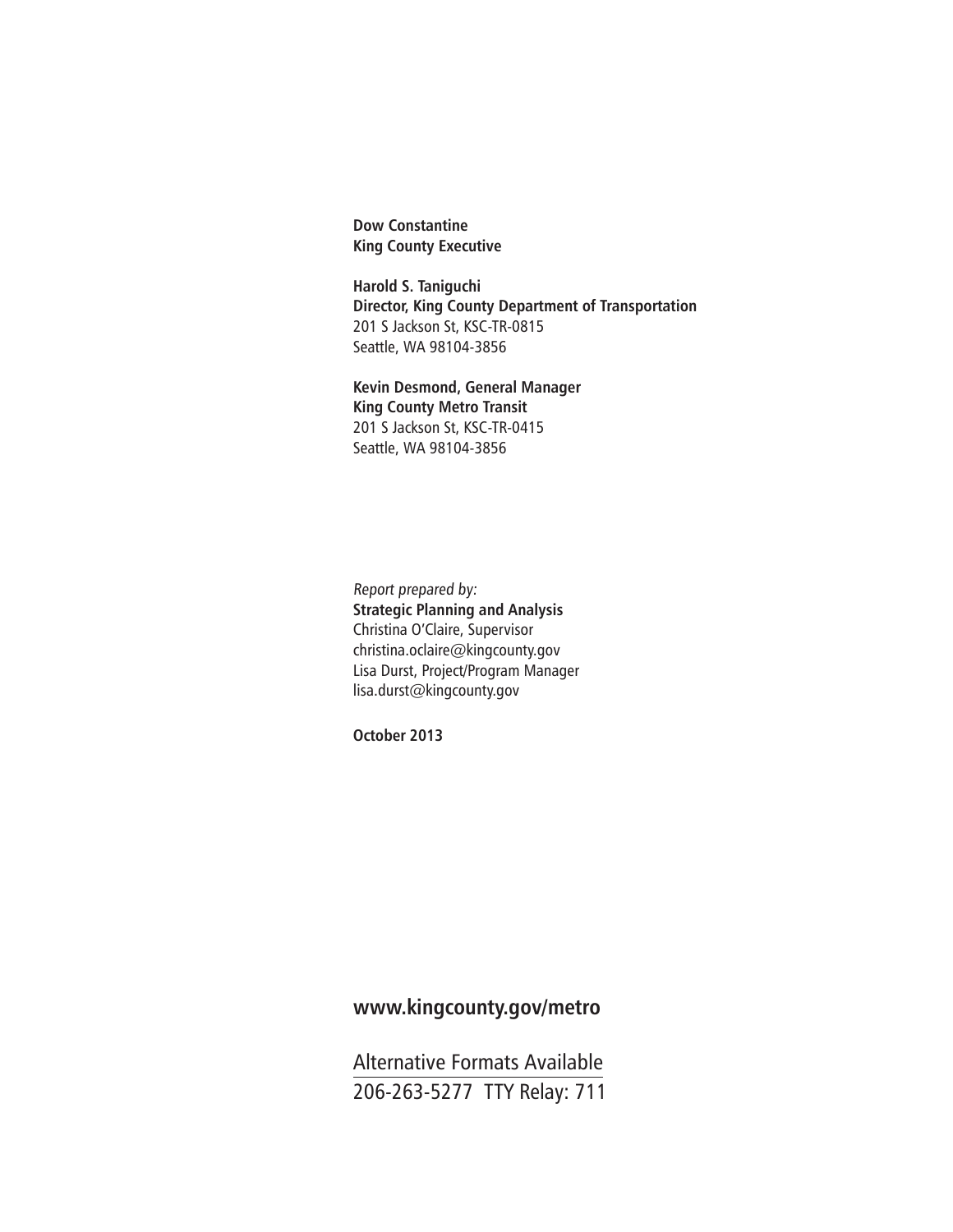**Dow Constantine**
**King County Executive**

**Harold S. Taniguchi**
**Director, King County Department of Transportation**
201 S Jackson St, KSC-TR-0815
Seattle, WA 98104-3856

**Kevin Desmond, General Manager**
**King County Metro Transit**
201 S Jackson St, KSC-TR-0415
Seattle, WA 98104-3856

*Report prepared by:*
**Strategic Planning and Analysis**
Christina O'Claire, Supervisor
christina.oclaire@kingcounty.gov
Lisa Durst, Project/Program Manager
lisa.durst@kingcounty.gov

**October 2013**

**www.kingcounty.gov/metro**

Alternative Formats Available
206-263-5277 TTY Relay: 711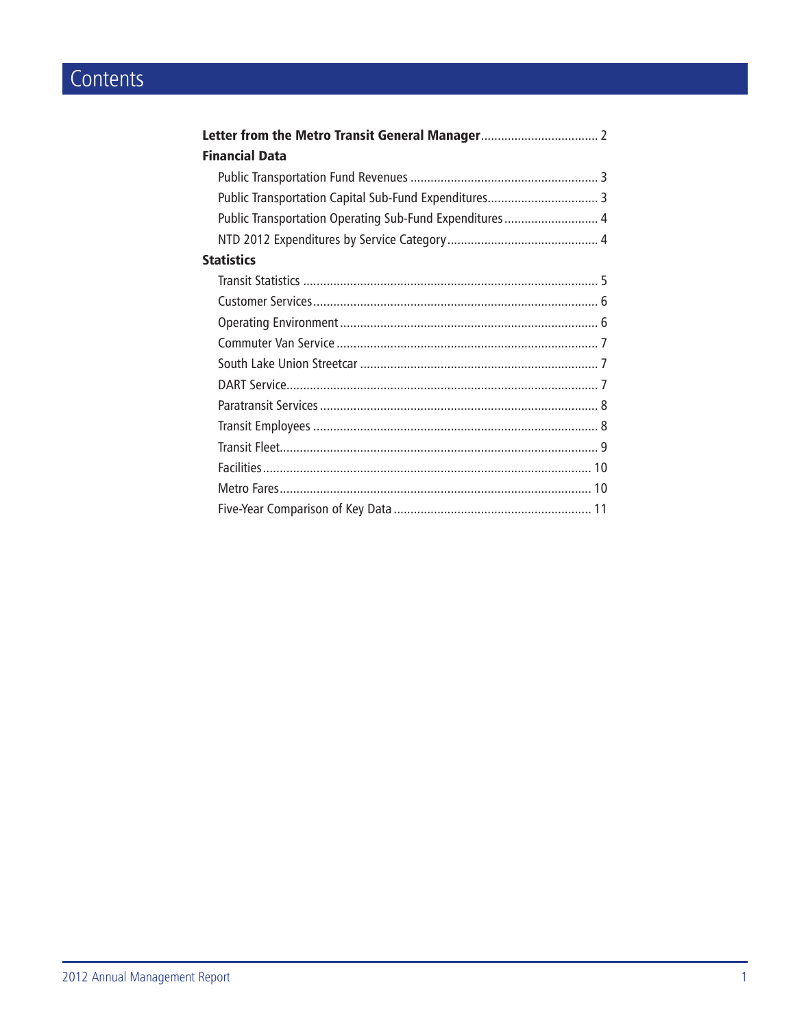# Contents

**Letter from the Metro Transit General Manager** .................................. 2

**Financial Data**

- Public Transportation Fund Revenues ........................................................ 3
- Public Transportation Capital Sub-Fund Expenditures................................. 3
- Public Transportation Operating Sub-Fund Expenditures ............................ 4
- NTD 2012 Expenditures by Service Category............................................. 4

**Statistics**

- Transit Statistics ....................................................................................... 5
- Customer Services.................................................................................... 6
- Operating Environment ............................................................................ 6
- Commuter Van Service ............................................................................. 7
- South Lake Union Streetcar ...................................................................... 7
- DART Service............................................................................................ 7
- Paratransit Services .................................................................................. 8
- Transit Employees .................................................................................... 8
- Transit Fleet.............................................................................................. 9
- Facilities ................................................................................................. 10
- Metro Fares............................................................................................ 10
- Five-Year Comparison of Key Data .......................................................... 11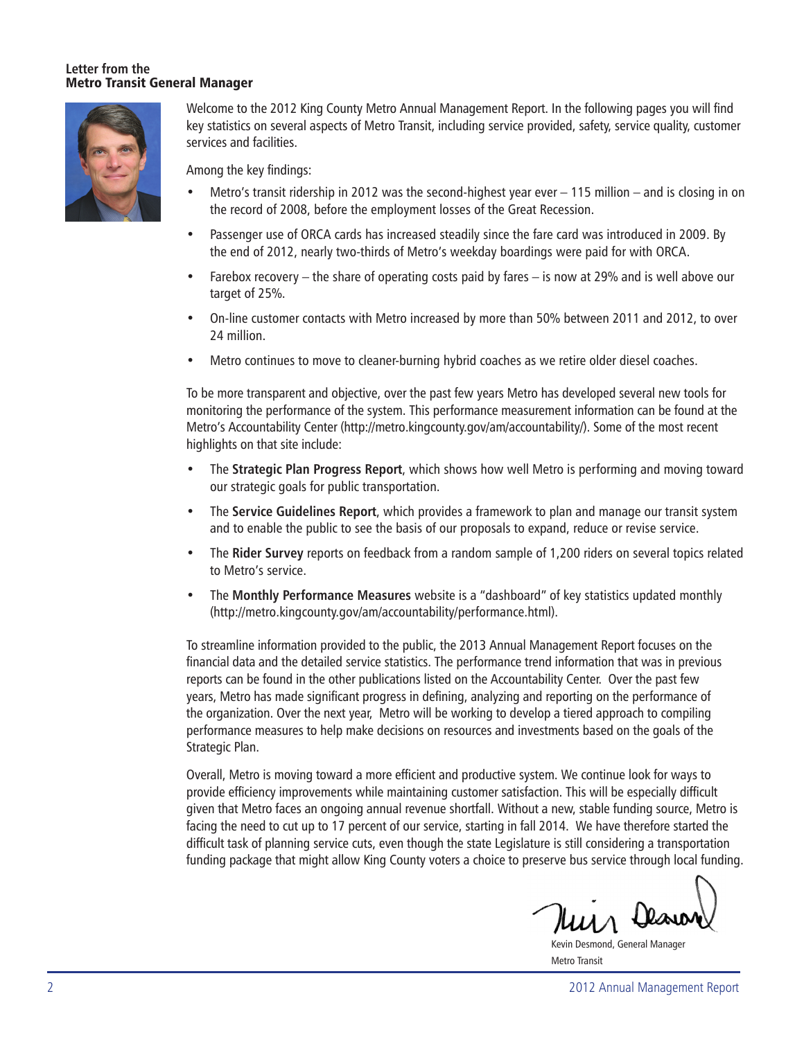## Letter from the Metro Transit General Manager

Welcome to the 2012 King County Metro Annual Management Report. In the following pages you will find key statistics on several aspects of Metro Transit, including service provided, safety, service quality, customer services and facilities.

Among the key findings:

- Metro's transit ridership in 2012 was the second-highest year ever – 115 million – and is closing in on the record of 2008, before the employment losses of the Great Recession.
- Passenger use of ORCA cards has increased steadily since the fare card was introduced in 2009. By the end of 2012, nearly two-thirds of Metro's weekday boardings were paid for with ORCA.
- Farebox recovery – the share of operating costs paid by fares – is now at 29% and is well above our target of 25%.
- On-line customer contacts with Metro increased by more than 50% between 2011 and 2012, to over 24 million.
- Metro continues to move to cleaner-burning hybrid coaches as we retire older diesel coaches.

To be more transparent and objective, over the past few years Metro has developed several new tools for monitoring the performance of the system. This performance measurement information can be found at the Metro's Accountability Center (http://metro.kingcounty.gov/am/accountability/). Some of the most recent highlights on that site include:

- The **Strategic Plan Progress Report**, which shows how well Metro is performing and moving toward our strategic goals for public transportation.
- The **Service Guidelines Report**, which provides a framework to plan and manage our transit system and to enable the public to see the basis of our proposals to expand, reduce or revise service.
- The **Rider Survey** reports on feedback from a random sample of 1,200 riders on several topics related to Metro's service.
- The **Monthly Performance Measures** website is a "dashboard" of key statistics updated monthly (http://metro.kingcounty.gov/am/accountability/performance.html).

To streamline information provided to the public, the 2013 Annual Management Report focuses on the financial data and the detailed service statistics. The performance trend information that was in previous reports can be found in the other publications listed on the Accountability Center. Over the past few years, Metro has made significant progress in defining, analyzing and reporting on the performance of the organization. Over the next year, Metro will be working to develop a tiered approach to compiling performance measures to help make decisions on resources and investments based on the goals of the Strategic Plan.

Overall, Metro is moving toward a more efficient and productive system. We continue look for ways to provide efficiency improvements while maintaining customer satisfaction. This will be especially difficult given that Metro faces an ongoing annual revenue shortfall. Without a new, stable funding source, Metro is facing the need to cut up to 17 percent of our service, starting in fall 2014. We have therefore started the difficult task of planning service cuts, even though the state Legislature is still considering a transportation funding package that might allow King County voters a choice to preserve bus service through local funding.

Kevin Desmond, General Manager
Metro Transit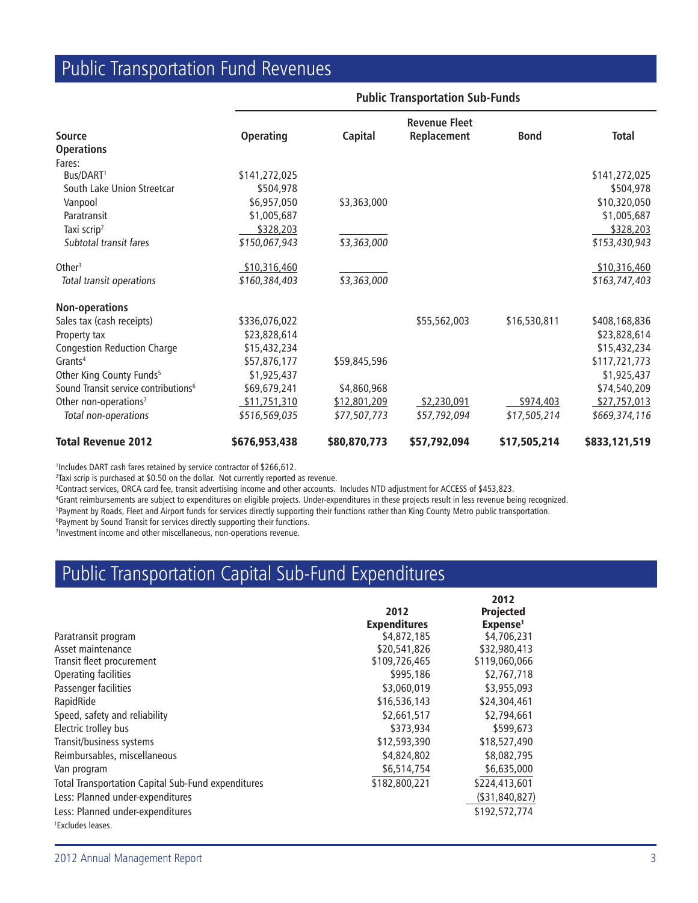# Public Transportation Fund Revenues

| Source | Operating | Capital | Revenue Fleet Replacement | Bond | Total |
|---|---|---|---|---|---|
| | **Public Transportation Sub-Funds** | | | | |
| **Operations** | | | | | |
| Fares: | | | | | |
| Bus/DART[1] | $141,272,025 | | | | $141,272,025 |
| South Lake Union Streetcar | $504,978 | | | | $504,978 |
| Vanpool | $6,957,050 | $3,363,000 | | | $10,320,050 |
| Paratransit | $1,005,687 | | | | $1,005,687 |
| Taxi scrip[2] | $328,203 | | | | $328,203 |
| *Subtotal transit fares* | *$150,067,943* | *$3,363,000* | | | *$153,430,943* |
| Other[3] | $10,316,460 | | | | $10,316,460 |
| *Total transit operations* | *$160,384,403* | *$3,363,000* | | | *$163,747,403* |
| **Non-operations** | | | | | |
| Sales tax (cash receipts) | $336,076,022 | | $55,562,003 | $16,530,811 | $408,168,836 |
| Property tax | $23,828,614 | | | | $23,828,614 |
| Congestion Reduction Charge | $15,432,234 | | | | $15,432,234 |
| Grants[4] | $57,876,177 | $59,845,596 | | | $117,721,773 |
| Other King County Funds[5] | $1,925,437 | | | | $1,925,437 |
| Sound Transit service contributions[6] | $69,679,241 | $4,860,968 | | | $74,540,209 |
| Other non-operations[7] | $11,751,310 | $12,801,209 | $2,230,091 | $974,403 | $27,757,013 |
| *Total non-operations* | *$516,569,035* | *$77,507,773* | *$57,792,094* | *$17,505,214* | *$669,374,116* |
| **Total Revenue 2012** | **$676,953,438** | **$80,870,773** | **$57,792,094** | **$17,505,214** | **$833,121,519** |

[1]Includes DART cash fares retained by service contractor of $266,612.
[2]Taxi scrip is purchased at $0.50 on the dollar. Not currently reported as revenue.
[3]Contract services, ORCA card fee, transit advertising income and other accounts. Includes NTD adjustment for ACCESS of $453,823.
[4]Grant reimbursements are subject to expenditures on eligible projects. Under-expenditures in these projects result in less revenue being recognized.
[5]Payment by Roads, Fleet and Airport funds for services directly supporting their functions rather than King County Metro public transportation.
[6]Payment by Sound Transit for services directly supporting their functions.
[7]Investment income and other miscellaneous, non-operations revenue.

# Public Transportation Capital Sub-Fund Expenditures

| | 2012 Expenditures | 2012 Projected Expense[1] |
|---|---|---|
| Paratransit program | $4,872,185 | $4,706,231 |
| Asset maintenance | $20,541,826 | $32,980,413 |
| Transit fleet procurement | $109,726,465 | $119,060,066 |
| Operating facilities | $995,186 | $2,767,718 |
| Passenger facilities | $3,060,019 | $3,955,093 |
| RapidRide | $16,536,143 | $24,304,461 |
| Speed, safety and reliability | $2,661,517 | $2,794,661 |
| Electric trolley bus | $373,934 | $599,673 |
| Transit/business systems | $12,593,390 | $18,527,490 |
| Reimbursables, miscellaneous | $4,824,802 | $8,082,795 |
| Van program | $6,514,754 | $6,635,000 |
| Total Transportation Capital Sub-Fund expenditures | $182,800,221 | $224,413,601 |
| Less: Planned under-expenditures | | ($31,840,827) |
| Less: Planned under-expenditures | | $192,572,774 |

[1]Excludes leases.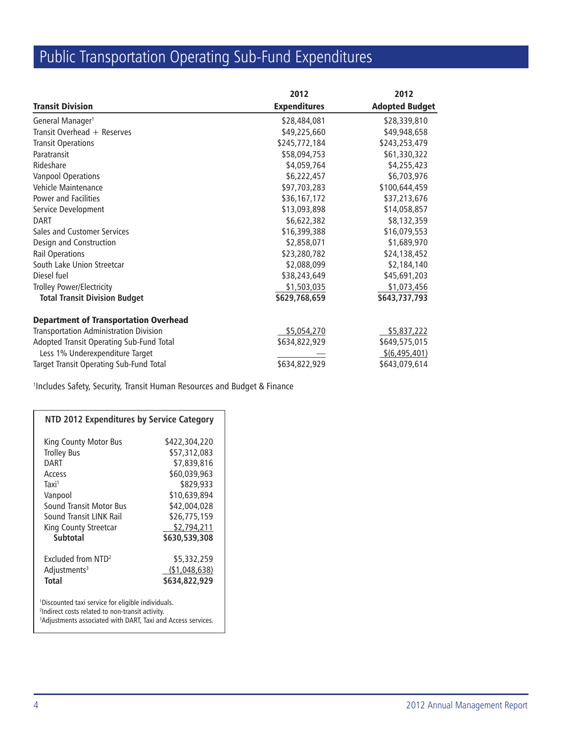# Public Transportation Operating Sub-Fund Expenditures

| Transit Division | 2012 Expenditures | 2012 Adopted Budget |
|---|---|---|
| General Manager[1] | $28,484,081 | $28,339,810 |
| Transit Overhead + Reserves | $49,225,660 | $49,948,658 |
| Transit Operations | $245,772,184 | $243,253,479 |
| Paratransit | $58,094,753 | $61,330,322 |
| Rideshare | $4,059,764 | $4,255,423 |
| Vanpool Operations | $6,222,457 | $6,703,976 |
| Vehicle Maintenance | $97,703,283 | $100,644,459 |
| Power and Facilities | $36,167,172 | $37,213,676 |
| Service Development | $13,093,898 | $14,058,857 |
| DART | $6,622,382 | $8,132,359 |
| Sales and Customer Services | $16,399,388 | $16,079,553 |
| Design and Construction | $2,858,071 | $1,689,970 |
| Rail Operations | $23,280,782 | $24,138,452 |
| South Lake Union Streetcar | $2,088,099 | $2,184,140 |
| Diesel fuel | $38,243,649 | $45,691,203 |
| Trolley Power/Electricity | $1,503,035 | $1,073,456 |
| **Total Transit Division Budget** | **$629,768,659** | **$643,737,793** |
| **Department of Transportation Overhead** | | |
| Transportation Administration Division | $5,054,270 | $5,837,222 |
| Adopted Transit Operating Sub-Fund Total | $634,822,929 | $649,575,015 |
| Less 1% Underexpenditure Target | — | $(6,495,401) |
| Target Transit Operating Sub-Fund Total | $634,822,929 | $643,079,614 |

[1]Includes Safety, Security, Transit Human Resources and Budget & Finance

| NTD 2012 Expenditures by Service Category | |
|---|---|
| King County Motor Bus | $422,304,220 |
| Trolley Bus | $57,312,083 |
| DART | $7,839,816 |
| Access | $60,039,963 |
| Taxi[1] | $829,933 |
| Vanpool | $10,639,894 |
| Sound Transit Motor Bus | $42,004,028 |
| Sound Transit LINK Rail | $26,775,159 |
| King County Streetcar | $2,794,211 |
| **Subtotal** | **$630,539,308** |
| Excluded from NTD[2] | $5,332,259 |
| Adjustments[3] | ($1,048,638) |
| **Total** | **$634,822,929** |

[1]Discounted taxi service for eligible individuals.
[2]Indirect costs related to non-transit activity.
[3]Adjustments associated with DART, Taxi and Access services.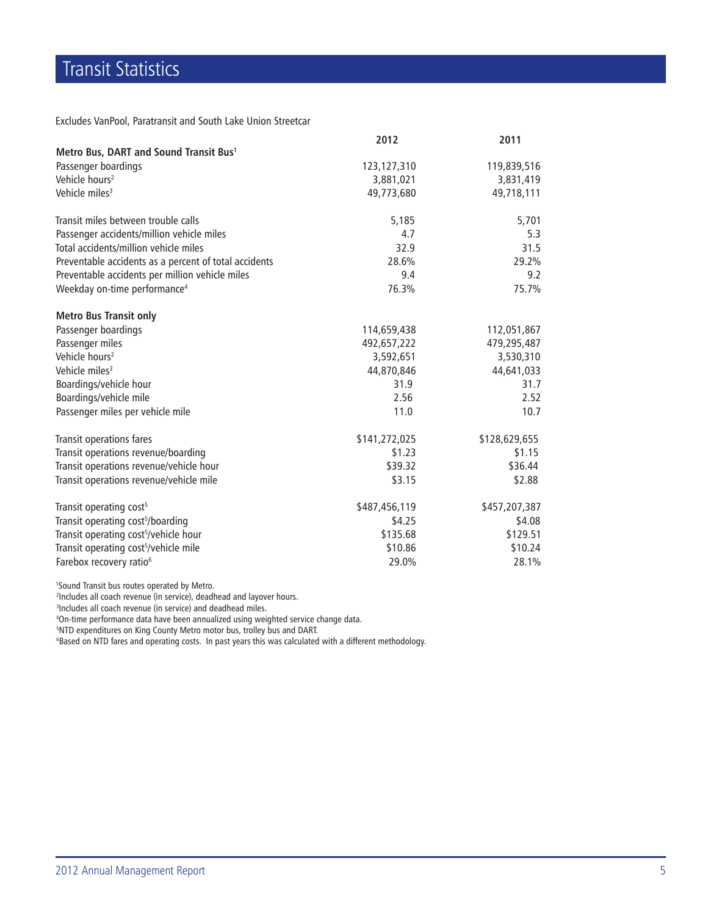# Transit Statistics

Excludes VanPool, Paratransit and South Lake Union Streetcar

| | 2012 | 2011 |
|---|---|---|
| **Metro Bus, DART and Sound Transit Bus[1]** | | |
| Passenger boardings | 123,127,310 | 119,839,516 |
| Vehicle hours[2] | 3,881,021 | 3,831,419 |
| Vehicle miles[3] | 49,773,680 | 49,718,111 |
| | | |
| Transit miles between trouble calls | 5,185 | 5,701 |
| Passenger accidents/million vehicle miles | 4.7 | 5.3 |
| Total accidents/million vehicle miles | 32.9 | 31.5 |
| Preventable accidents as a percent of total accidents | 28.6% | 29.2% |
| Preventable accidents per million vehicle miles | 9.4 | 9.2 |
| Weekday on-time performance[4] | 76.3% | 75.7% |
| | | |
| **Metro Bus Transit only** | | |
| Passenger boardings | 114,659,438 | 112,051,867 |
| Passenger miles | 492,657,222 | 479,295,487 |
| Vehicle hours[2] | 3,592,651 | 3,530,310 |
| Vehicle miles[3] | 44,870,846 | 44,641,033 |
| Boardings/vehicle hour | 31.9 | 31.7 |
| Boardings/vehicle mile | 2.56 | 2.52 |
| Passenger miles per vehicle mile | 11.0 | 10.7 |
| | | |
| Transit operations fares | \$141,272,025 | \$128,629,655 |
| Transit operations revenue/boarding | \$1.23 | \$1.15 |
| Transit operations revenue/vehicle hour | \$39.32 | \$36.44 |
| Transit operations revenue/vehicle mile | \$3.15 | \$2.88 |
| | | |
| Transit operating cost[5] | \$487,456,119 | \$457,207,387 |
| Transit operating cost[5]/boarding | \$4.25 | \$4.08 |
| Transit operating cost[5]/vehicle hour | \$135.68 | \$129.51 |
| Transit operating cost[5]/vehicle mile | \$10.86 | \$10.24 |
| Farebox recovery ratio[6] | 29.0% | 28.1% |

[1]Sound Transit bus routes operated by Metro.
[2]Includes all coach revenue (in service), deadhead and layover hours.
[3]Includes all coach revenue (in service) and deadhead miles.
[4]On-time performance data have been annualized using weighted service change data.
[5]NTD expenditures on King County Metro motor bus, trolley bus and DART.
[6]Based on NTD fares and operating costs. In past years this was calculated with a different methodology.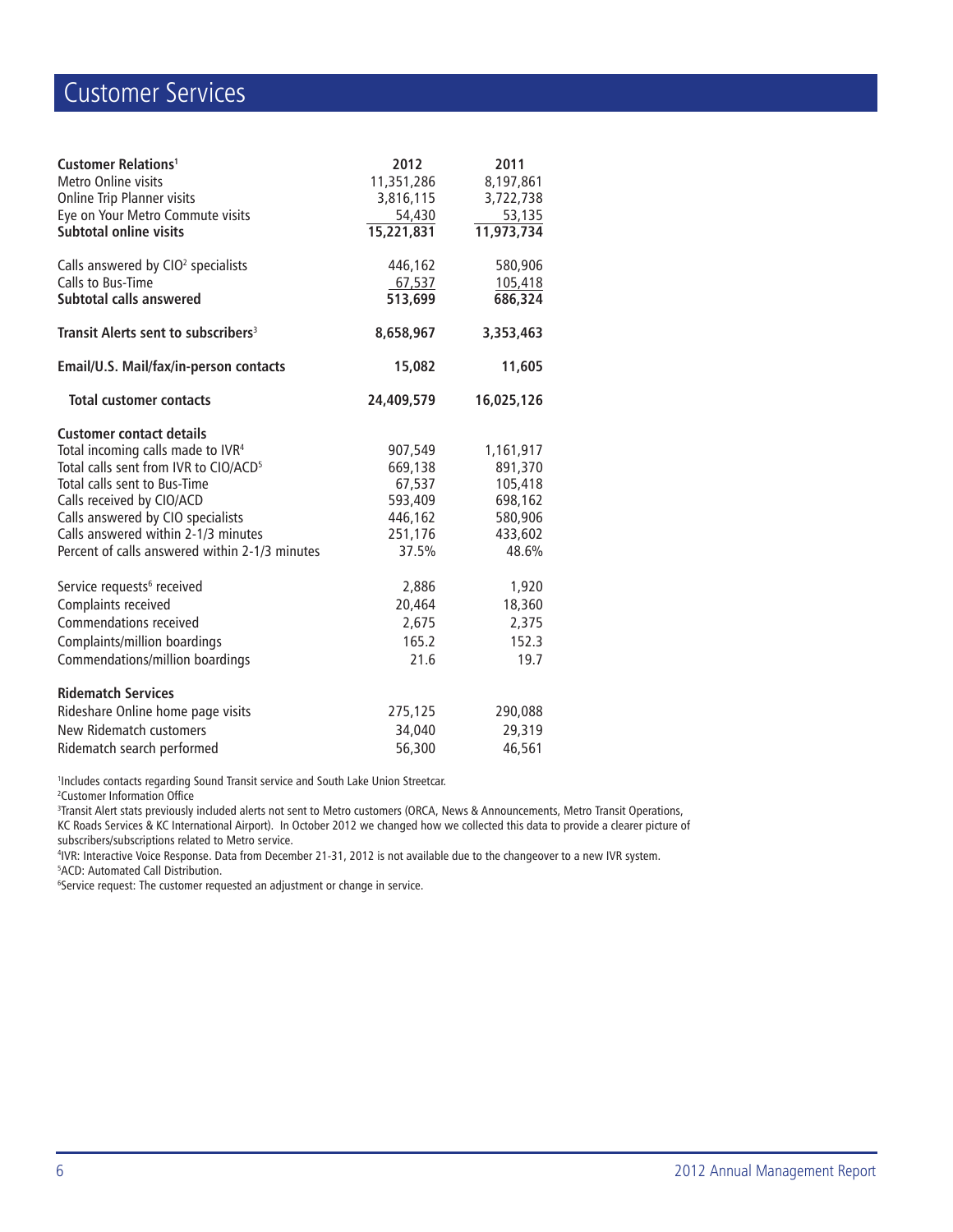# Customer Services

| Customer Relations[1] | 2012 | 2011 |
|---|---|---|
| Metro Online visits | 11,351,286 | 8,197,861 |
| Online Trip Planner visits | 3,816,115 | 3,722,738 |
| Eye on Your Metro Commute visits | 54,430 | 53,135 |
| **Subtotal online visits** | **15,221,831** | **11,973,734** |
| Calls answered by CIO[2] specialists | 446,162 | 580,906 |
| Calls to Bus-Time | 67,537 | 105,418 |
| **Subtotal calls answered** | **513,699** | **686,324** |
| **Transit Alerts sent to subscribers[3]** | **8,658,967** | **3,353,463** |
| **Email/U.S. Mail/fax/in-person contacts** | **15,082** | **11,605** |
| **Total customer contacts** | **24,409,579** | **16,025,126** |
| **Customer contact details** | | |
| Total incoming calls made to IVR[4] | 907,549 | 1,161,917 |
| Total calls sent from IVR to CIO/ACD[5] | 669,138 | 891,370 |
| Total calls sent to Bus-Time | 67,537 | 105,418 |
| Calls received by CIO/ACD | 593,409 | 698,162 |
| Calls answered by CIO specialists | 446,162 | 580,906 |
| Calls answered within 2-1/3 minutes | 251,176 | 433,602 |
| Percent of calls answered within 2-1/3 minutes | 37.5% | 48.6% |
| Service requests[6] received | 2,886 | 1,920 |
| Complaints received | 20,464 | 18,360 |
| Commendations received | 2,675 | 2,375 |
| Complaints/million boardings | 165.2 | 152.3 |
| Commendations/million boardings | 21.6 | 19.7 |
| **Ridematch Services** | | |
| Rideshare Online home page visits | 275,125 | 290,088 |
| New Ridematch customers | 34,040 | 29,319 |
| Ridematch search performed | 56,300 | 46,561 |

[1]Includes contacts regarding Sound Transit service and South Lake Union Streetcar.

[2]Customer Information Office

[3]Transit Alert stats previously included alerts not sent to Metro customers (ORCA, News & Announcements, Metro Transit Operations, KC Roads Services & KC International Airport). In October 2012 we changed how we collected this data to provide a clearer picture of subscribers/subscriptions related to Metro service.

[4]IVR: Interactive Voice Response. Data from December 21-31, 2012 is not available due to the changeover to a new IVR system.

[5]ACD: Automated Call Distribution.

[6]Service request: The customer requested an adjustment or change in service.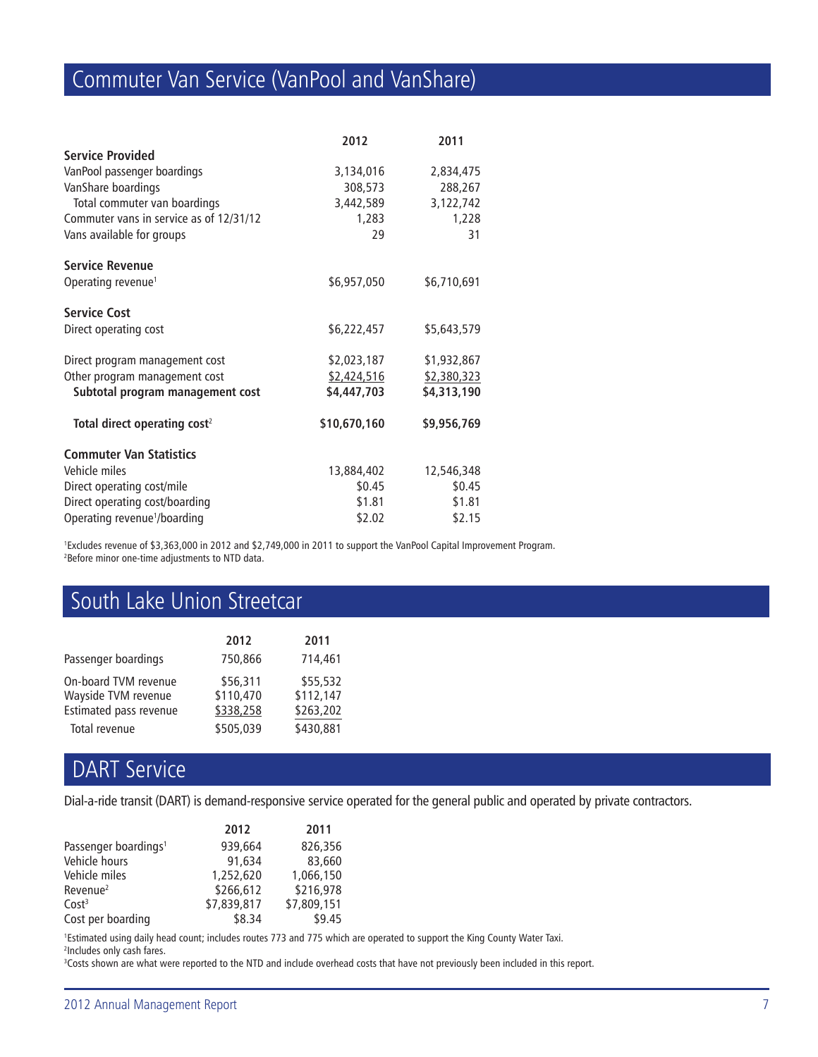## Commuter Van Service (VanPool and VanShare)

| | 2012 | 2011 |
|---|---|---|
| **Service Provided** | | |
| VanPool passenger boardings | 3,134,016 | 2,834,475 |
| VanShare boardings | 308,573 | 288,267 |
| Total commuter van boardings | 3,442,589 | 3,122,742 |
| Commuter vans in service as of 12/31/12 | 1,283 | 1,228 |
| Vans available for groups | 29 | 31 |
| **Service Revenue** | | |
| Operating revenue[1] | $6,957,050 | $6,710,691 |
| **Service Cost** | | |
| Direct operating cost | $6,222,457 | $5,643,579 |
| Direct program management cost | $2,023,187 | $1,932,867 |
| Other program management cost | $2,424,516 | $2,380,323 |
| **Subtotal program management cost** | **$4,447,703** | **$4,313,190** |
| **Total direct operating cost[2]** | **$10,670,160** | **$9,956,769** |
| **Commuter Van Statistics** | | |
| Vehicle miles | 13,884,402 | 12,546,348 |
| Direct operating cost/mile | $0.45 | $0.45 |
| Direct operating cost/boarding | $1.81 | $1.81 |
| Operating revenue[1]/boarding | $2.02 | $2.15 |

[1]Excludes revenue of $3,363,000 in 2012 and $2,749,000 in 2011 to support the VanPool Capital Improvement Program.
[2]Before minor one-time adjustments to NTD data.

## South Lake Union Streetcar

| | 2012 | 2011 |
|---|---|---|
| Passenger boardings | 750,866 | 714,461 |
| On-board TVM revenue | $56,311 | $55,532 |
| Wayside TVM revenue | $110,470 | $112,147 |
| Estimated pass revenue | $338,258 | $263,202 |
| Total revenue | $505,039 | $430,881 |

## DART Service

Dial-a-ride transit (DART) is demand-responsive service operated for the general public and operated by private contractors.

| | 2012 | 2011 |
|---|---|---|
| Passenger boardings[1] | 939,664 | 826,356 |
| Vehicle hours | 91,634 | 83,660 |
| Vehicle miles | 1,252,620 | 1,066,150 |
| Revenue[2] | $266,612 | $216,978 |
| Cost[3] | $7,839,817 | $7,809,151 |
| Cost per boarding | $8.34 | $9.45 |

[1]Estimated using daily head count; includes routes 773 and 775 which are operated to support the King County Water Taxi.
[2]Includes only cash fares.
[3]Costs shown are what were reported to the NTD and include overhead costs that have not previously been included in this report.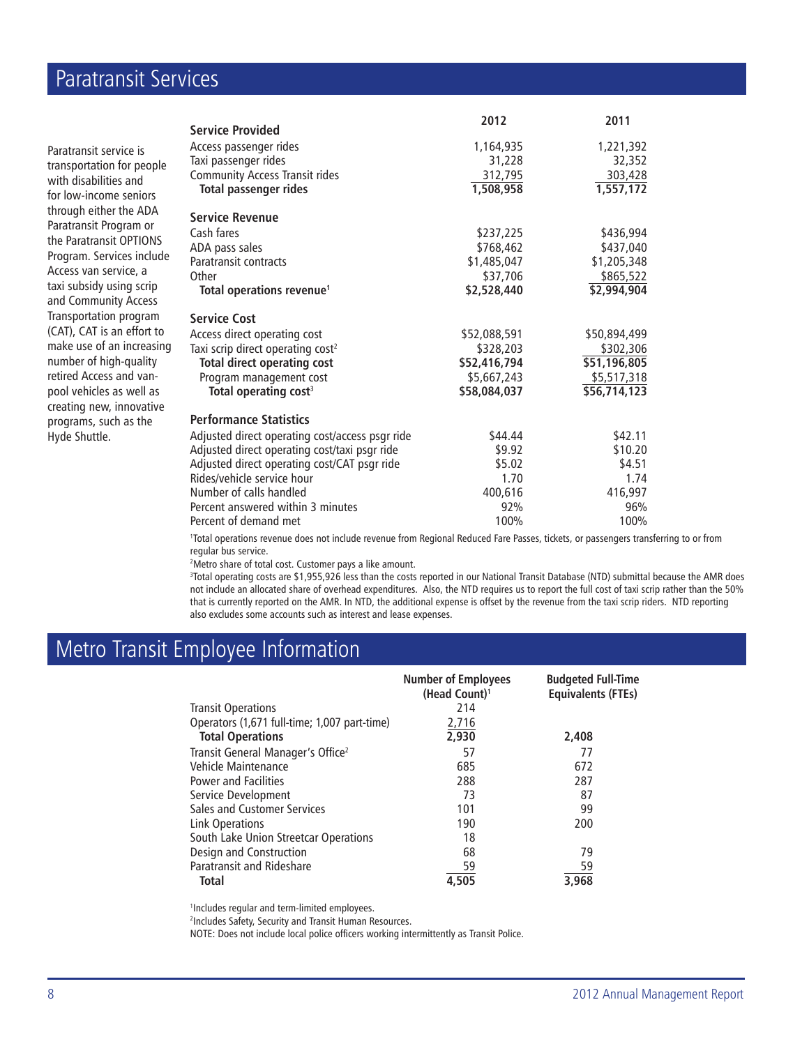## Paratransit Services

Paratransit service is transportation for people with disabilities and for low-income seniors through either the ADA Paratransit Program or the Paratransit OPTIONS Program. Services include Access van service, a taxi subsidy using scrip and Community Access Transportation program (CAT), CAT is an effort to make use of an increasing number of high-quality retired Access and vanpool vehicles as well as creating new, innovative programs, such as the Hyde Shuttle.

| | 2012 | 2011 |
|---|---|---|
| **Service Provided** | | |
| Access passenger rides | 1,164,935 | 1,221,392 |
| Taxi passenger rides | 31,228 | 32,352 |
| Community Access Transit rides | 312,795 | 303,428 |
| **Total passenger rides** | **1,508,958** | **1,557,172** |
| **Service Revenue** | | |
| Cash fares | $237,225 | $436,994 |
| ADA pass sales | $768,462 | $437,040 |
| Paratransit contracts | $1,485,047 | $1,205,348 |
| Other | $37,706 | $865,522 |
| **Total operations revenue[1]** | **$2,528,440** | **$2,994,904** |
| **Service Cost** | | |
| Access direct operating cost | $52,088,591 | $50,894,499 |
| Taxi scrip direct operating cost[2] | $328,203 | $302,306 |
| **Total direct operating cost** | **$52,416,794** | **$51,196,805** |
| Program management cost | $5,667,243 | $5,517,318 |
| **Total operating cost[3]** | **$58,084,037** | **$56,714,123** |
| **Performance Statistics** | | |
| Adjusted direct operating cost/access psgr ride | $44.44 | $42.11 |
| Adjusted direct operating cost/taxi psgr ride | $9.92 | $10.20 |
| Adjusted direct operating cost/CAT psgr ride | $5.02 | $4.51 |
| Rides/vehicle service hour | 1.70 | 1.74 |
| Number of calls handled | 400,616 | 416,997 |
| Percent answered within 3 minutes | 92% | 96% |
| Percent of demand met | 100% | 100% |

[1]Total operations revenue does not include revenue from Regional Reduced Fare Passes, tickets, or passengers transferring to or from regular bus service.

[2]Metro share of total cost. Customer pays a like amount.

[3]Total operating costs are $1,955,926 less than the costs reported in our National Transit Database (NTD) submittal because the AMR does not include an allocated share of overhead expenditures. Also, the NTD requires us to report the full cost of taxi scrip rather than the 50% that is currently reported on the AMR. In NTD, the additional expense is offset by the revenue from the taxi scrip riders. NTD reporting also excludes some accounts such as interest and lease expenses.

## Metro Transit Employee Information

| | Number of Employees (Head Count)[1] | Budgeted Full-Time Equivalents (FTEs) |
|---|---|---|
| Transit Operations | 214 | |
| Operators (1,671 full-time; 1,007 part-time) | 2,716 | |
| **Total Operations** | **2,930** | **2,408** |
| Transit General Manager's Office[2] | 57 | 77 |
| Vehicle Maintenance | 685 | 672 |
| Power and Facilities | 288 | 287 |
| Service Development | 73 | 87 |
| Sales and Customer Services | 101 | 99 |
| Link Operations | 190 | 200 |
| South Lake Union Streetcar Operations | 18 | |
| Design and Construction | 68 | 79 |
| Paratransit and Rideshare | 59 | 59 |
| **Total** | **4,505** | **3,968** |

[1]Includes regular and term-limited employees.

[2]Includes Safety, Security and Transit Human Resources.

NOTE: Does not include local police officers working intermittently as Transit Police.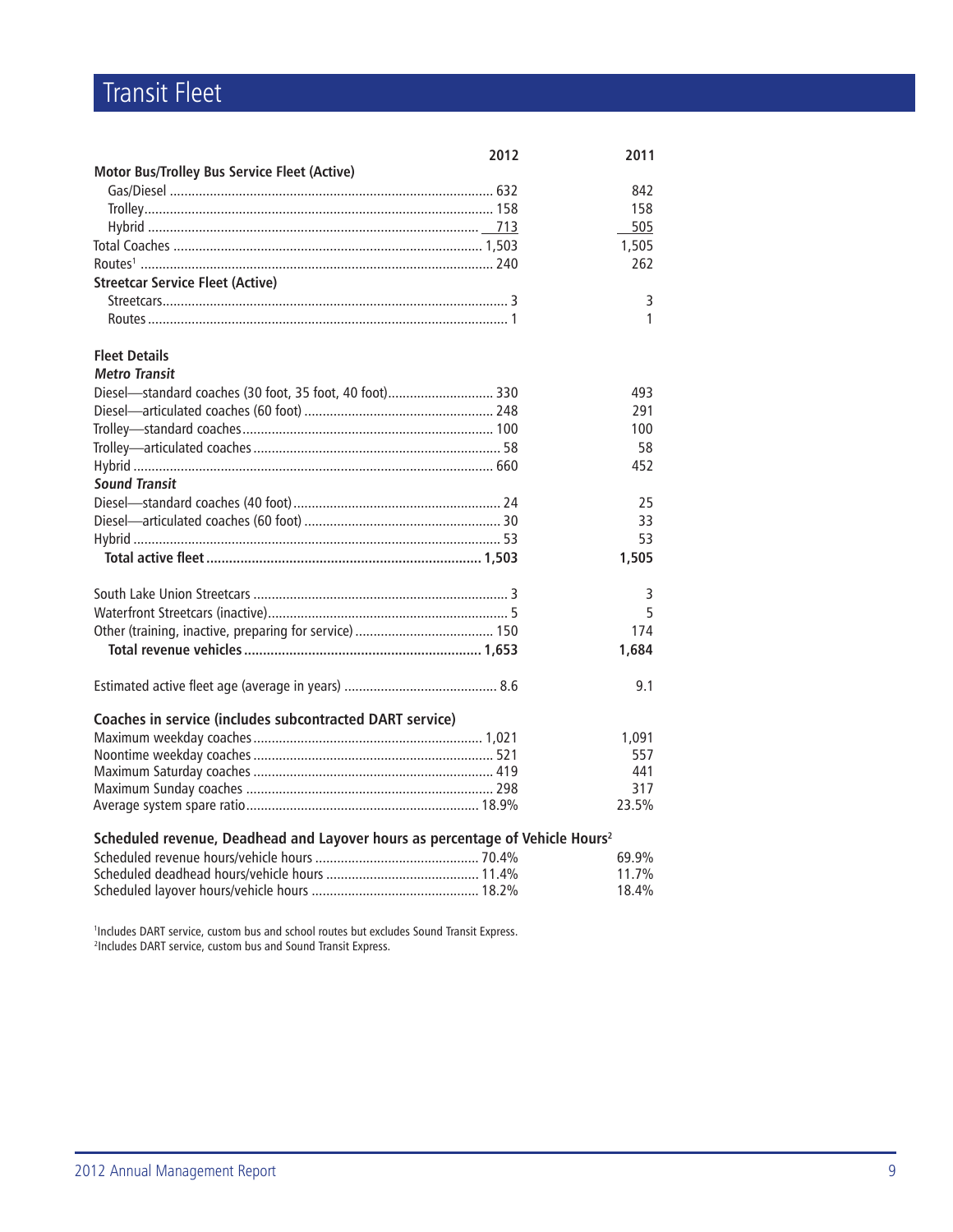# Transit Fleet

| | 2012 | 2011 |
|---|---|---|
| **Motor Bus/Trolley Bus Service Fleet (Active)** | | |
| Gas/Diesel | 632 | 842 |
| Trolley | 158 | 158 |
| Hybrid | 713 | 505 |
| Total Coaches | 1,503 | 1,505 |
| Routes[1] | 240 | 262 |
| **Streetcar Service Fleet (Active)** | | |
| Streetcars | 3 | 3 |
| Routes | 1 | 1 |
| **Fleet Details** | | |
| ***Metro Transit*** | | |
| Diesel—standard coaches (30 foot, 35 foot, 40 foot) | 330 | 493 |
| Diesel—articulated coaches (60 foot) | 248 | 291 |
| Trolley—standard coaches | 100 | 100 |
| Trolley—articulated coaches | 58 | 58 |
| Hybrid | 660 | 452 |
| ***Sound Transit*** | | |
| Diesel—standard coaches (40 foot) | 24 | 25 |
| Diesel—articulated coaches (60 foot) | 30 | 33 |
| Hybrid | 53 | 53 |
| **Total active fleet** | **1,503** | **1,505** |
| South Lake Union Streetcars | 3 | 3 |
| Waterfront Streetcars (inactive) | 5 | 5 |
| Other (training, inactive, preparing for service) | 150 | 174 |
| **Total revenue vehicles** | **1,653** | **1,684** |
| Estimated active fleet age (average in years) | 8.6 | 9.1 |
| **Coaches in service (includes subcontracted DART service)** | | |
| Maximum weekday coaches | 1,021 | 1,091 |
| Noontime weekday coaches | 521 | 557 |
| Maximum Saturday coaches | 419 | 441 |
| Maximum Sunday coaches | 298 | 317 |
| Average system spare ratio | 18.9% | 23.5% |
| **Scheduled revenue, Deadhead and Layover hours as percentage of Vehicle Hours[2]** | | |
| Scheduled revenue hours/vehicle hours | 70.4% | 69.9% |
| Scheduled deadhead hours/vehicle hours | 11.4% | 11.7% |
| Scheduled layover hours/vehicle hours | 18.2% | 18.4% |

[1]Includes DART service, custom bus and school routes but excludes Sound Transit Express.
[2]Includes DART service, custom bus and Sound Transit Express.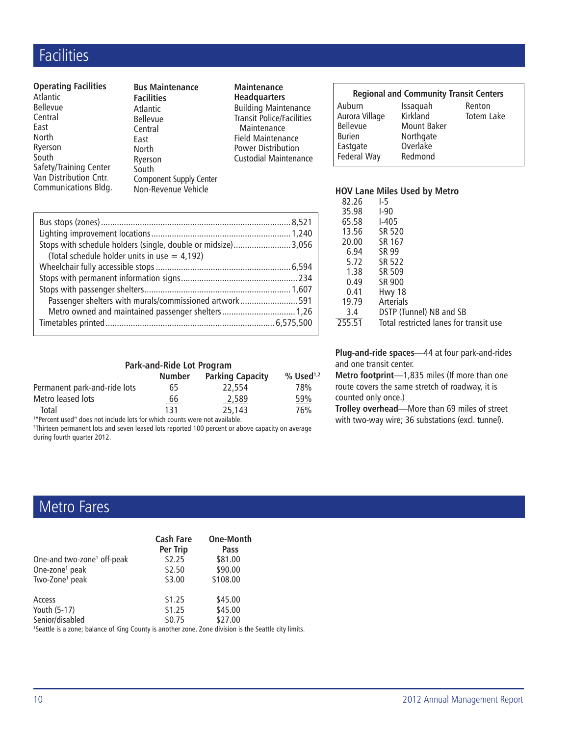# Facilities

**Operating Facilities**
- Atlantic
- Bellevue
- Central
- East
- North
- Ryerson
- South
- Safety/Training Center
- Van Distribution Cntr.
- Communications Bldg.

**Bus Maintenance Facilities**
- Atlantic
- Bellevue
- Central
- East
- North
- Ryerson
- South
- Component Supply Center
- Non-Revenue Vehicle

**Maintenance Headquarters**
- Building Maintenance
- Transit Police/Facilities Maintenance
- Field Maintenance
- Power Distribution
- Custodial Maintenance

**Regional and Community Transit Centers**

| | | |
|---|---|---|
| Auburn | Issaquah | Renton |
| Aurora Village | Kirkland | Totem Lake |
| Bellevue | Mount Baker | |
| Burien | Northgate | |
| Eastgate | Overlake | |
| Federal Way | Redmond | |

| | |
|---|---|
| Bus stops (zones) | 8,521 |
| Lighting improvement locations | 1,240 |
| Stops with schedule holders (single, double or midsize) | 3,056 |
| (Total schedule holder units in use = 4,192) | |
| Wheelchair fully accessible stops | 6,594 |
| Stops with permanent information signs | 234 |
| Stops with passenger shelters | 1,607 |
| Passenger shelters with murals/commissioned artwork | 591 |
| Metro owned and maintained passenger shelters | 1,26 |
| Timetables printed | 6,575,500 |

**HOV Lane Miles Used by Metro**

| | |
|---|---|
| 82.26 | I-5 |
| 35.98 | I-90 |
| 65.58 | I-405 |
| 13.56 | SR 520 |
| 20.00 | SR 167 |
| 6.94 | SR 99 |
| 5.72 | SR 522 |
| 1.38 | SR 509 |
| 0.49 | SR 900 |
| 0.41 | Hwy 18 |
| 19.79 | Arterials |
| 3.4 | DSTP (Tunnel) NB and SB |
| 255.51 | Total restricted lanes for transit use |

**Park-and-Ride Lot Program**

| | Number | Parking Capacity | % Used[1,2] |
|---|---|---|---|
| Permanent park-and-ride lots | 65 | 22,554 | 78% |
| Metro leased lots | 66 | 2,589 | 59% |
| Total | 131 | 25,143 | 76% |

[1]"Percent used" does not include lots for which counts were not available.
[2]Thirteen permanent lots and seven leased lots reported 100 percent or above capacity on average during fourth quarter 2012.

**Plug-and-ride spaces**—44 at four park-and-rides and one transit center.

**Metro footprint**—1,835 miles (If more than one route covers the same stretch of roadway, it is counted only once.)

**Trolley overhead**—More than 69 miles of street with two-way wire; 36 substations (excl. tunnel).

# Metro Fares

| | Cash Fare Per Trip | One-Month Pass |
|---|---|---|
| One-and two-zone[1] off-peak | $2.25 | $81.00 |
| One-zone[1] peak | $2.50 | $90.00 |
| Two-Zone[1] peak | $3.00 | $108.00 |
| Access | $1.25 | $45.00 |
| Youth (5-17) | $1.25 | $45.00 |
| Senior/disabled | $0.75 | $27.00 |

[1]Seattle is a zone; balance of King County is another zone. Zone division is the Seattle city limits.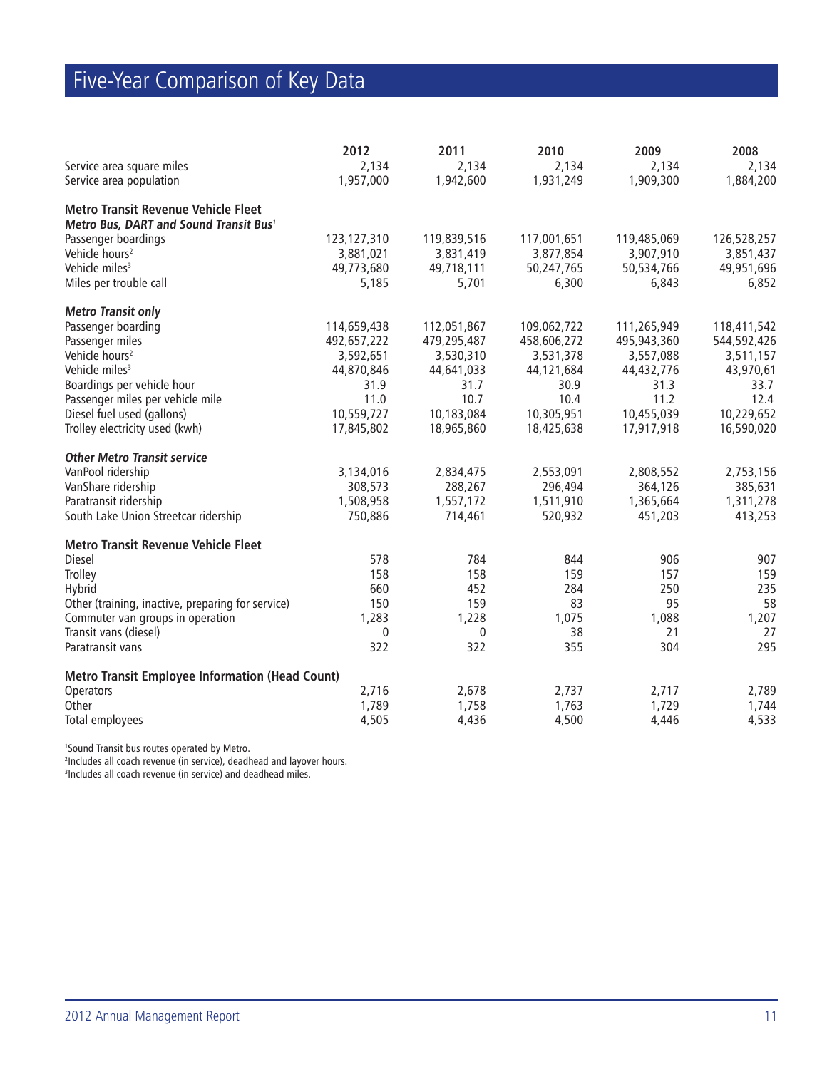# Five-Year Comparison of Key Data

| | 2012 | 2011 | 2010 | 2009 | 2008 |
|---|---|---|---|---|---|
| Service area square miles | 2,134 | 2,134 | 2,134 | 2,134 | 2,134 |
| Service area population | 1,957,000 | 1,942,600 | 1,931,249 | 1,909,300 | 1,884,200 |
| **Metro Transit Revenue Vehicle Fleet** | | | | | |
| ***Metro Bus, DART and Sound Transit Bus*[1]** | | | | | |
| Passenger boardings | 123,127,310 | 119,839,516 | 117,001,651 | 119,485,069 | 126,528,257 |
| Vehicle hours[2] | 3,881,021 | 3,831,419 | 3,877,854 | 3,907,910 | 3,851,437 |
| Vehicle miles[3] | 49,773,680 | 49,718,111 | 50,247,765 | 50,534,766 | 49,951,696 |
| Miles per trouble call | 5,185 | 5,701 | 6,300 | 6,843 | 6,852 |
| ***Metro Transit only*** | | | | | |
| Passenger boarding | 114,659,438 | 112,051,867 | 109,062,722 | 111,265,949 | 118,411,542 |
| Passenger miles | 492,657,222 | 479,295,487 | 458,606,272 | 495,943,360 | 544,592,426 |
| Vehicle hours[2] | 3,592,651 | 3,530,310 | 3,531,378 | 3,557,088 | 3,511,157 |
| Vehicle miles[3] | 44,870,846 | 44,641,033 | 44,121,684 | 44,432,776 | 43,970,61 |
| Boardings per vehicle hour | 31.9 | 31.7 | 30.9 | 31.3 | 33.7 |
| Passenger miles per vehicle mile | 11.0 | 10.7 | 10.4 | 11.2 | 12.4 |
| Diesel fuel used (gallons) | 10,559,727 | 10,183,084 | 10,305,951 | 10,455,039 | 10,229,652 |
| Trolley electricity used (kwh) | 17,845,802 | 18,965,860 | 18,425,638 | 17,917,918 | 16,590,020 |
| ***Other Metro Transit service*** | | | | | |
| VanPool ridership | 3,134,016 | 2,834,475 | 2,553,091 | 2,808,552 | 2,753,156 |
| VanShare ridership | 308,573 | 288,267 | 296,494 | 364,126 | 385,631 |
| Paratransit ridership | 1,508,958 | 1,557,172 | 1,511,910 | 1,365,664 | 1,311,278 |
| South Lake Union Streetcar ridership | 750,886 | 714,461 | 520,932 | 451,203 | 413,253 |
| **Metro Transit Revenue Vehicle Fleet** | | | | | |
| Diesel | 578 | 784 | 844 | 906 | 907 |
| Trolley | 158 | 158 | 159 | 157 | 159 |
| Hybrid | 660 | 452 | 284 | 250 | 235 |
| Other (training, inactive, preparing for service) | 150 | 159 | 83 | 95 | 58 |
| Commuter van groups in operation | 1,283 | 1,228 | 1,075 | 1,088 | 1,207 |
| Transit vans (diesel) | 0 | 0 | 38 | 21 | 27 |
| Paratransit vans | 322 | 322 | 355 | 304 | 295 |
| **Metro Transit Employee Information (Head Count)** | | | | | |
| Operators | 2,716 | 2,678 | 2,737 | 2,717 | 2,789 |
| Other | 1,789 | 1,758 | 1,763 | 1,729 | 1,744 |
| Total employees | 4,505 | 4,436 | 4,500 | 4,446 | 4,533 |

[1]Sound Transit bus routes operated by Metro.
[2]Includes all coach revenue (in service), deadhead and layover hours.
[3]Includes all coach revenue (in service) and deadhead miles.